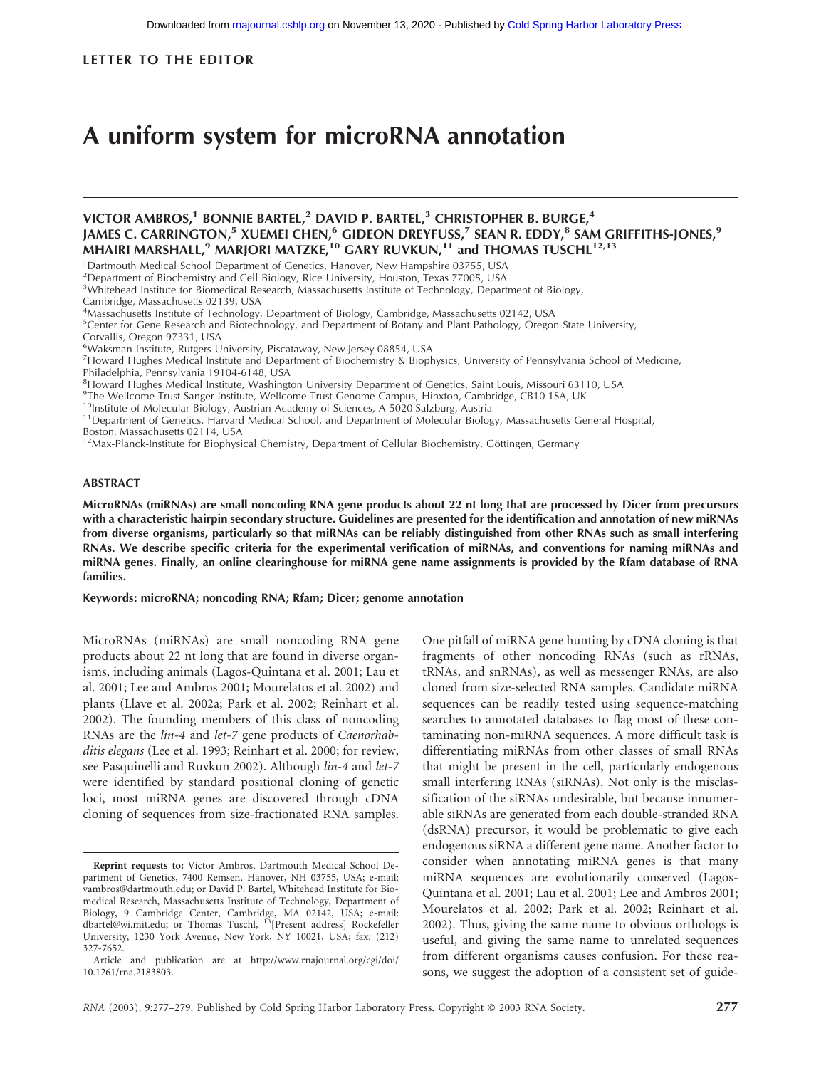LETTER TO THE EDITOR

# A uniform system for microRNA annotation

**VICTOR AMBROS,[1] BONNIE BARTEL,[2] DAVID P. BARTEL,[3] CHRISTOPHER B. BURGE,[4] JAMES C. CARRINGTON,[5] XUEMEI CHEN,[6] GIDEON DREYFUSS,[7] SEAN R. EDDY,[8] SAM GRIFFITHS-JONES,[9] MHAIRI MARSHALL,[9] MARJORI MATZKE,[10] GARY RUVKUN,[11] and THOMAS TUSCHL[12,13]**

[1]Dartmouth Medical School Department of Genetics, Hanover, New Hampshire 03755, USA
[2]Department of Biochemistry and Cell Biology, Rice University, Houston, Texas 77005, USA
[3]Whitehead Institute for Biomedical Research, Massachusetts Institute of Technology, Department of Biology, Cambridge, Massachusetts 02139, USA
[4]Massachusetts Institute of Technology, Department of Biology, Cambridge, Massachusetts 02142, USA
[5]Center for Gene Research and Biotechnology, and Department of Botany and Plant Pathology, Oregon State University, Corvallis, Oregon 97331, USA
[6]Waksman Institute, Rutgers University, Piscataway, New Jersey 08854, USA
[7]Howard Hughes Medical Institute and Department of Biochemistry & Biophysics, University of Pennsylvania School of Medicine, Philadelphia, Pennsylvania 19104-6148, USA
[8]Howard Hughes Medical Institute, Washington University Department of Genetics, Saint Louis, Missouri 63110, USA
[9]The Wellcome Trust Sanger Institute, Wellcome Trust Genome Campus, Hinxton, Cambridge, CB10 1SA, UK
[10]Institute of Molecular Biology, Austrian Academy of Sciences, A-5020 Salzburg, Austria
[11]Department of Genetics, Harvard Medical School, and Department of Molecular Biology, Massachusetts General Hospital, Boston, Massachusetts 02114, USA
[12]Max-Planck-Institute for Biophysical Chemistry, Department of Cellular Biochemistry, Göttingen, Germany

## ABSTRACT

**MicroRNAs (miRNAs) are small noncoding RNA gene products about 22 nt long that are processed by Dicer from precursors with a characteristic hairpin secondary structure. Guidelines are presented for the identification and annotation of new miRNAs from diverse organisms, particularly so that miRNAs can be reliably distinguished from other RNAs such as small interfering RNAs. We describe specific criteria for the experimental verification of miRNAs, and conventions for naming miRNAs and miRNA genes. Finally, an online clearinghouse for miRNA gene name assignments is provided by the Rfam database of RNA families.**

**Keywords: microRNA; noncoding RNA; Rfam; Dicer; genome annotation**

MicroRNAs (miRNAs) are small noncoding RNA gene products about 22 nt long that are found in diverse organisms, including animals (Lagos-Quintana et al. 2001; Lau et al. 2001; Lee and Ambros 2001; Mourelatos et al. 2002) and plants (Llave et al. 2002a; Park et al. 2002; Reinhart et al. 2002). The founding members of this class of noncoding RNAs are the *lin-4* and *let-7* gene products of *Caenorhabditis elegans* (Lee et al. 1993; Reinhart et al. 2000; for review, see Pasquinelli and Ruvkun 2002). Although *lin-4* and *let-7* were identified by standard positional cloning of genetic loci, most miRNA genes are discovered through cDNA cloning of sequences from size-fractionated RNA samples. One pitfall of miRNA gene hunting by cDNA cloning is that fragments of other noncoding RNAs (such as rRNAs, tRNAs, and snRNAs), as well as messenger RNAs, are also cloned from size-selected RNA samples. Candidate miRNA sequences can be readily tested using sequence-matching searches to annotated databases to flag most of these contaminating non-miRNA sequences. A more difficult task is differentiating miRNAs from other classes of small RNAs that might be present in the cell, particularly endogenous small interfering RNAs (siRNAs). Not only is the misclassification of the siRNAs undesirable, but because innumerable siRNAs are generated from each double-stranded RNA (dsRNA) precursor, it would be problematic to give each endogenous siRNA a different gene name. Another factor to consider when annotating miRNA genes is that many miRNA sequences are evolutionarily conserved (Lagos-Quintana et al. 2001; Lau et al. 2001; Lee and Ambros 2001; Mourelatos et al. 2002; Park et al. 2002; Reinhart et al. 2002). Thus, giving the same name to obvious orthologs is useful, and giving the same name to unrelated sequences from different organisms causes confusion. For these reasons, we suggest the adoption of a consistent set of guide-

---

**Reprint requests to:** Victor Ambros, Dartmouth Medical School Department of Genetics, 7400 Remsen, Hanover, NH 03755, USA; e-mail: vambros@dartmouth.edu; or David P. Bartel, Whitehead Institute for Biomedical Research, Massachusetts Institute of Technology, Department of Biology, 9 Cambridge Center, Cambridge, MA 02142, USA; e-mail: dbartel@wi.mit.edu; or Thomas Tuschl, [13][Present address] Rockefeller University, 1230 York Avenue, New York, NY 10021, USA; fax: (212) 327-7652.

Article and publication are at http://www.rnajournal.org/cgi/doi/10.1261/rna.2183803.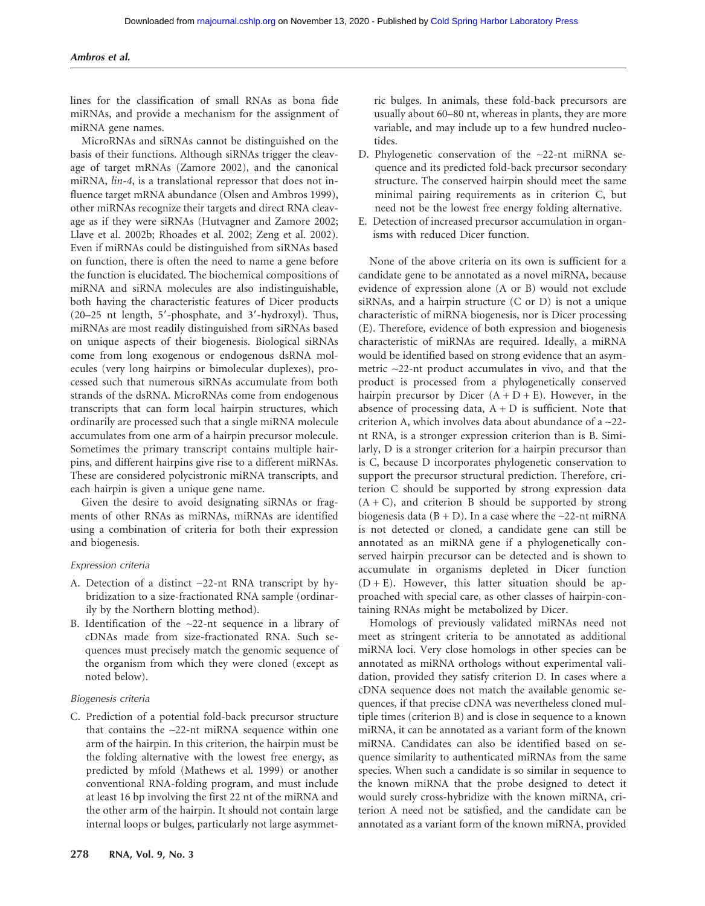lines for the classification of small RNAs as bona fide miRNAs, and provide a mechanism for the assignment of miRNA gene names.

MicroRNAs and siRNAs cannot be distinguished on the basis of their functions. Although siRNAs trigger the cleavage of target mRNAs (Zamore 2002), and the canonical miRNA, *lin-4*, is a translational repressor that does not influence target mRNA abundance (Olsen and Ambros 1999), other miRNAs recognize their targets and direct RNA cleavage as if they were siRNAs (Hutvagner and Zamore 2002; Llave et al. 2002b; Rhoades et al. 2002; Zeng et al. 2002). Even if miRNAs could be distinguished from siRNAs based on function, there is often the need to name a gene before the function is elucidated. The biochemical compositions of miRNA and siRNA molecules are also indistinguishable, both having the characteristic features of Dicer products (20–25 nt length, 5′-phosphate, and 3′-hydroxyl). Thus, miRNAs are most readily distinguished from siRNAs based on unique aspects of their biogenesis. Biological siRNAs come from long exogenous or endogenous dsRNA molecules (very long hairpins or bimolecular duplexes), processed such that numerous siRNAs accumulate from both strands of the dsRNA. MicroRNAs come from endogenous transcripts that can form local hairpin structures, which ordinarily are processed such that a single miRNA molecule accumulates from one arm of a hairpin precursor molecule. Sometimes the primary transcript contains multiple hairpins, and different hairpins give rise to a different miRNAs. These are considered polycistronic miRNA transcripts, and each hairpin is given a unique gene name.

Given the desire to avoid designating siRNAs or fragments of other RNAs as miRNAs, miRNAs are identified using a combination of criteria for both their expression and biogenesis.

*Expression criteria*

A. Detection of a distinct ~22-nt RNA transcript by hybridization to a size-fractionated RNA sample (ordinarily by the Northern blotting method).
B. Identification of the ~22-nt sequence in a library of cDNAs made from size-fractionated RNA. Such sequences must precisely match the genomic sequence of the organism from which they were cloned (except as noted below).

*Biogenesis criteria*

C. Prediction of a potential fold-back precursor structure that contains the ~22-nt miRNA sequence within one arm of the hairpin. In this criterion, the hairpin must be the folding alternative with the lowest free energy, as predicted by mfold (Mathews et al. 1999) or another conventional RNA-folding program, and must include at least 16 bp involving the first 22 nt of the miRNA and the other arm of the hairpin. It should not contain large internal loops or bulges, particularly not large asymmetric bulges. In animals, these fold-back precursors are usually about 60–80 nt, whereas in plants, they are more variable, and may include up to a few hundred nucleotides.
D. Phylogenetic conservation of the ~22-nt miRNA sequence and its predicted fold-back precursor secondary structure. The conserved hairpin should meet the same minimal pairing requirements as in criterion C, but need not be the lowest free energy folding alternative.
E. Detection of increased precursor accumulation in organisms with reduced Dicer function.

None of the above criteria on its own is sufficient for a candidate gene to be annotated as a novel miRNA, because evidence of expression alone (A or B) would not exclude siRNAs, and a hairpin structure (C or D) is not a unique characteristic of miRNA biogenesis, nor is Dicer processing (E). Therefore, evidence of both expression and biogenesis characteristic of miRNAs are required. Ideally, a miRNA would be identified based on strong evidence that an asymmetric ~22-nt product accumulates in vivo, and that the product is processed from a phylogenetically conserved hairpin precursor by Dicer (A + D + E). However, in the absence of processing data, A + D is sufficient. Note that criterion A, which involves data about abundance of a ~22-nt RNA, is a stronger expression criterion than is B. Similarly, D is a stronger criterion for a hairpin precursor than is C, because D incorporates phylogenetic conservation to support the precursor structural prediction. Therefore, criterion C should be supported by strong expression data (A + C), and criterion B should be supported by strong biogenesis data (B + D). In a case where the ~22-nt miRNA is not detected or cloned, a candidate gene can still be annotated as an miRNA gene if a phylogenetically conserved hairpin precursor can be detected and is shown to accumulate in organisms depleted in Dicer function (D + E). However, this latter situation should be approached with special care, as other classes of hairpin-containing RNAs might be metabolized by Dicer.

Homologs of previously validated miRNAs need not meet as stringent criteria to be annotated as additional miRNA loci. Very close homologs in other species can be annotated as miRNA orthologs without experimental validation, provided they satisfy criterion D. In cases where a cDNA sequence does not match the available genomic sequences, if that precise cDNA was nevertheless cloned multiple times (criterion B) and is close in sequence to a known miRNA, it can be annotated as a variant form of the known miRNA. Candidates can also be identified based on sequence similarity to authenticated miRNAs from the same species. When such a candidate is so similar in sequence to the known miRNA that the probe designed to detect it would surely cross-hybridize with the known miRNA, criterion A need not be satisfied, and the candidate can be annotated as a variant form of the known miRNA, provided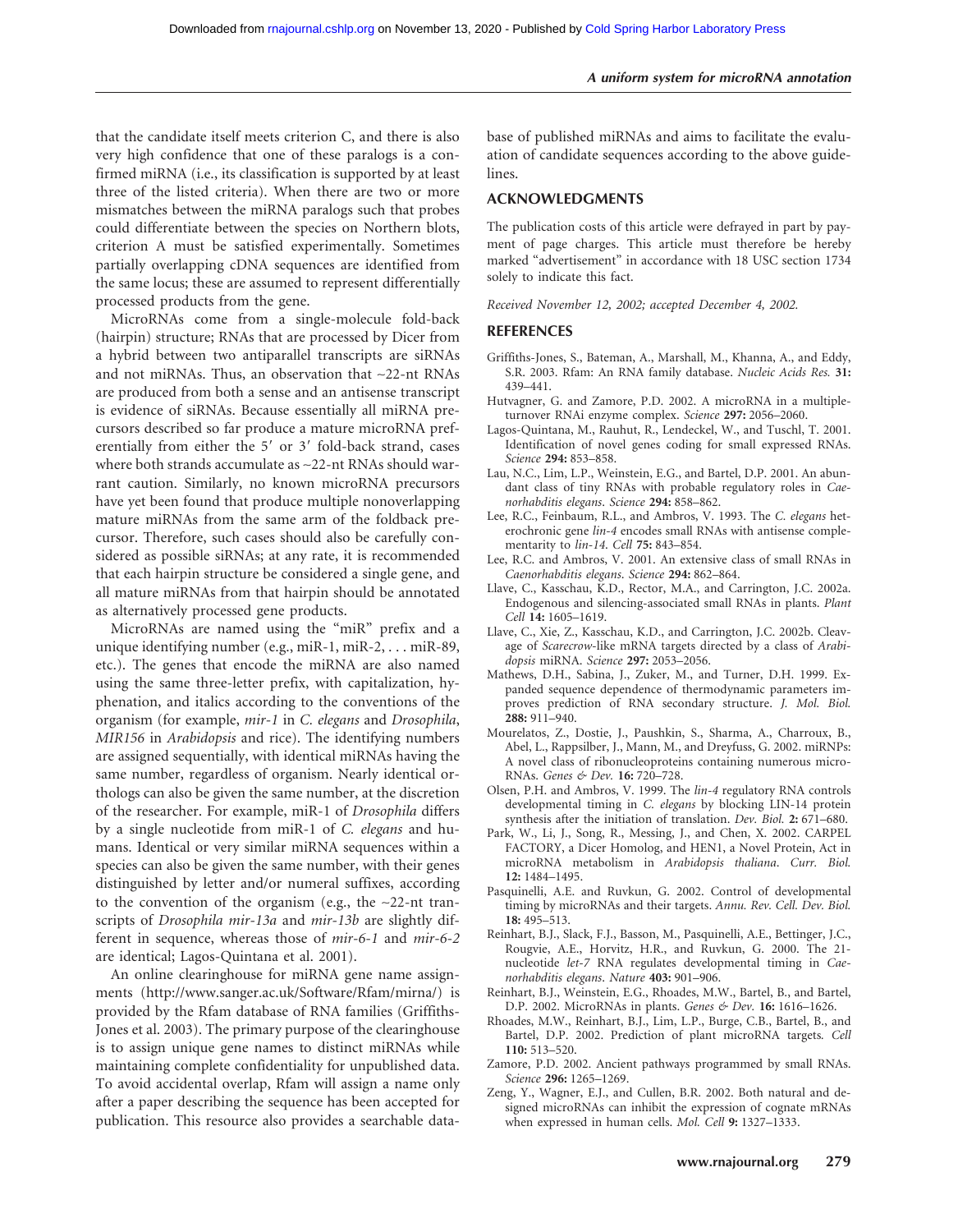that the candidate itself meets criterion C, and there is also very high confidence that one of these paralogs is a confirmed miRNA (i.e., its classification is supported by at least three of the listed criteria). When there are two or more mismatches between the miRNA paralogs such that probes could differentiate between the species on Northern blots, criterion A must be satisfied experimentally. Sometimes partially overlapping cDNA sequences are identified from the same locus; these are assumed to represent differentially processed products from the gene.

MicroRNAs come from a single-molecule fold-back (hairpin) structure; RNAs that are processed by Dicer from a hybrid between two antiparallel transcripts are siRNAs and not miRNAs. Thus, an observation that ~22-nt RNAs are produced from both a sense and an antisense transcript is evidence of siRNAs. Because essentially all miRNA precursors described so far produce a mature microRNA preferentially from either the 5′ or 3′ fold-back strand, cases where both strands accumulate as ~22-nt RNAs should warrant caution. Similarly, no known microRNA precursors have yet been found that produce multiple nonoverlapping mature miRNAs from the same arm of the foldback precursor. Therefore, such cases should also be carefully considered as possible siRNAs; at any rate, it is recommended that each hairpin structure be considered a single gene, and all mature miRNAs from that hairpin should be annotated as alternatively processed gene products.

MicroRNAs are named using the "miR" prefix and a unique identifying number (e.g., miR-1, miR-2, . . . miR-89, etc.). The genes that encode the miRNA are also named using the same three-letter prefix, with capitalization, hyphenation, and italics according to the conventions of the organism (for example, *mir-1* in *C. elegans* and *Drosophila*, *MIR156* in *Arabidopsis* and rice). The identifying numbers are assigned sequentially, with identical miRNAs having the same number, regardless of organism. Nearly identical orthologs can also be given the same number, at the discretion of the researcher. For example, miR-1 of *Drosophila* differs by a single nucleotide from miR-1 of *C. elegans* and humans. Identical or very similar miRNA sequences within a species can also be given the same number, with their genes distinguished by letter and/or numeral suffixes, according to the convention of the organism (e.g., the ~22-nt transcripts of *Drosophila mir-13a* and *mir-13b* are slightly different in sequence, whereas those of *mir-6-1* and *mir-6-2* are identical; Lagos-Quintana et al. 2001).

An online clearinghouse for miRNA gene name assignments (http://www.sanger.ac.uk/Software/Rfam/mirna/) is provided by the Rfam database of RNA families (Griffiths-Jones et al. 2003). The primary purpose of the clearinghouse is to assign unique gene names to distinct miRNAs while maintaining complete confidentiality for unpublished data. To avoid accidental overlap, Rfam will assign a name only after a paper describing the sequence has been accepted for publication. This resource also provides a searchable database of published miRNAs and aims to facilitate the evaluation of candidate sequences according to the above guidelines.

## ACKNOWLEDGMENTS

The publication costs of this article were defrayed in part by payment of page charges. This article must therefore be hereby marked "advertisement" in accordance with 18 USC section 1734 solely to indicate this fact.

*Received November 12, 2002; accepted December 4, 2002.*

## REFERENCES

Griffiths-Jones, S., Bateman, A., Marshall, M., Khanna, A., and Eddy, S.R. 2003. Rfam: An RNA family database. *Nucleic Acids Res.* **31:** 439–441.

Hutvagner, G. and Zamore, P.D. 2002. A microRNA in a multiple-turnover RNAi enzyme complex. *Science* **297:** 2056–2060.

Lagos-Quintana, M., Rauhut, R., Lendeckel, W., and Tuschl, T. 2001. Identification of novel genes coding for small expressed RNAs. *Science* **294:** 853–858.

Lau, N.C., Lim, L.P., Weinstein, E.G., and Bartel, D.P. 2001. An abundant class of tiny RNAs with probable regulatory roles in *Caenorhabditis elegans*. *Science* **294:** 858–862.

Lee, R.C., Feinbaum, R.L., and Ambros, V. 1993. The *C. elegans* heterochronic gene *lin-4* encodes small RNAs with antisense complementarity to *lin-14*. *Cell* **75:** 843–854.

Lee, R.C. and Ambros, V. 2001. An extensive class of small RNAs in *Caenorhabditis elegans*. *Science* **294:** 862–864.

Llave, C., Kasschau, K.D., Rector, M.A., and Carrington, J.C. 2002a. Endogenous and silencing-associated small RNAs in plants. *Plant Cell* **14:** 1605–1619.

Llave, C., Xie, Z., Kasschau, K.D., and Carrington, J.C. 2002b. Cleavage of *Scarecrow*-like mRNA targets directed by a class of *Arabidopsis* miRNA. *Science* **297:** 2053–2056.

Mathews, D.H., Sabina, J., Zuker, M., and Turner, D.H. 1999. Expanded sequence dependence of thermodynamic parameters improves prediction of RNA secondary structure. *J. Mol. Biol.* **288:** 911–940.

Mourelatos, Z., Dostie, J., Paushkin, S., Sharma, A., Charroux, B., Abel, L., Rappsilber, J., Mann, M., and Dreyfuss, G. 2002. miRNPs: A novel class of ribonucleoproteins containing numerous microRNAs. *Genes & Dev.* **16:** 720–728.

Olsen, P.H. and Ambros, V. 1999. The *lin-4* regulatory RNA controls developmental timing in *C. elegans* by blocking LIN-14 protein synthesis after the initiation of translation. *Dev. Biol.* **2:** 671–680.

Park, W., Li, J., Song, R., Messing, J., and Chen, X. 2002. CARPEL FACTORY, a Dicer Homolog, and HEN1, a Novel Protein, Act in microRNA metabolism in *Arabidopsis thaliana*. *Curr. Biol.* **12:** 1484–1495.

Pasquinelli, A.E. and Ruvkun, G. 2002. Control of developmental timing by microRNAs and their targets. *Annu. Rev. Cell. Dev. Biol.* **18:** 495–513.

Reinhart, B.J., Slack, F.J., Basson, M., Pasquinelli, A.E., Bettinger, J.C., Rougvie, A.E., Horvitz, H.R., and Ruvkun, G. 2000. The 21-nucleotide *let-7* RNA regulates developmental timing in *Caenorhabditis elegans*. *Nature* **403:** 901–906.

Reinhart, B.J., Weinstein, E.G., Rhoades, M.W., Bartel, B., and Bartel, D.P. 2002. MicroRNAs in plants. *Genes & Dev.* **16:** 1616–1626.

Rhoades, M.W., Reinhart, B.J., Lim, L.P., Burge, C.B., Bartel, B., and Bartel, D.P. 2002. Prediction of plant microRNA targets. *Cell* **110:** 513–520.

Zamore, P.D. 2002. Ancient pathways programmed by small RNAs. *Science* **296:** 1265–1269.

Zeng, Y., Wagner, E.J., and Cullen, B.R. 2002. Both natural and designed microRNAs can inhibit the expression of cognate mRNAs when expressed in human cells. *Mol. Cell* **9:** 1327–1333.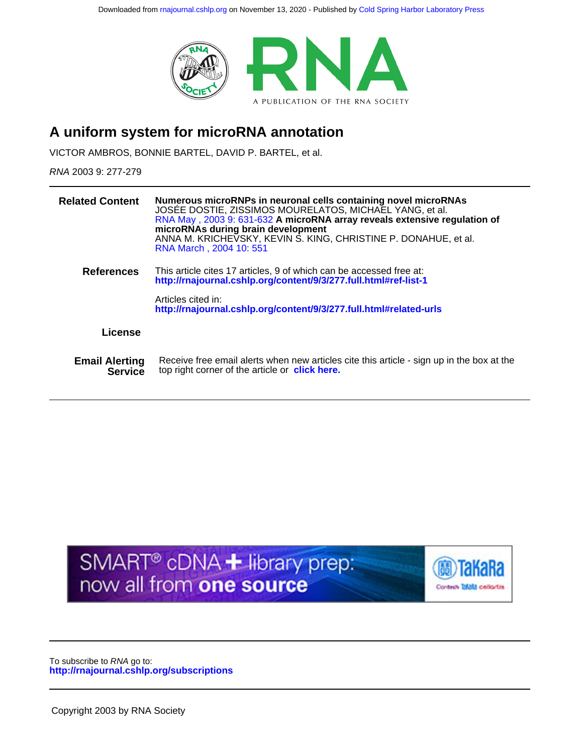Downloaded from rnajournal.cshlp.org on November 13, 2020 - Published by Cold Spring Harbor Laboratory Press

RNA

A PUBLICATION OF THE RNA SOCIETY

# A uniform system for microRNA annotation

VICTOR AMBROS, BONNIE BARTEL, DAVID P. BARTEL, et al.

*RNA* 2003 9: 277-279

**Related Content**

**Numerous microRNPs in neuronal cells containing novel microRNAs**
JOSÉE DOSTIE, ZISSIMOS MOURELATOS, MICHAEL YANG, et al.
RNA May , 2003 9: 631-632

**A microRNA array reveals extensive regulation of microRNAs during brain development**
ANNA M. KRICHEVSKY, KEVIN S. KING, CHRISTINE P. DONAHUE, et al.
RNA March , 2004 10: 551

**References**

This article cites 17 articles, 9 of which can be accessed free at:
**http://rnajournal.cshlp.org/content/9/3/277.full.html#ref-list-1**

Articles cited in:
**http://rnajournal.cshlp.org/content/9/3/277.full.html#related-urls**

**License**

**Email Alerting Service**

Receive free email alerts when new articles cite this article - sign up in the box at the top right corner of the article or **click here.**

SMART® cDNA + library prep: now all from **one source**

TaKaRa

To subscribe to *RNA* go to:
**http://rnajournal.cshlp.org/subscriptions**

Copyright 2003 by RNA Society